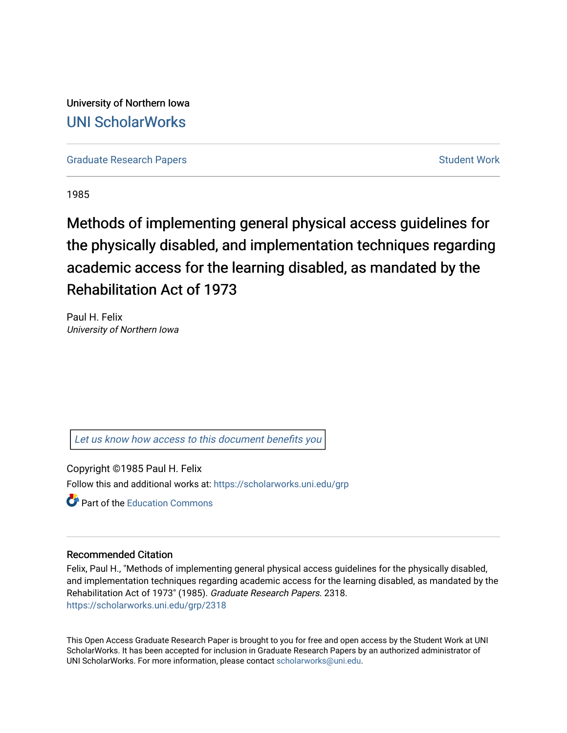University of Northern Iowa

UNI ScholarWorks

Graduate Research Papers

Student Work

1985

# Methods of implementing general physical access guidelines for the physically disabled, and implementation techniques regarding academic access for the learning disabled, as mandated by the Rehabilitation Act of 1973

Paul H. Felix
*University of Northern Iowa*

*Let us know how access to this document benefits you*

Copyright ©1985 Paul H. Felix

Follow this and additional works at: https://scholarworks.uni.edu/grp

Part of the Education Commons

## Recommended Citation

Felix, Paul H., "Methods of implementing general physical access guidelines for the physically disabled, and implementation techniques regarding academic access for the learning disabled, as mandated by the Rehabilitation Act of 1973" (1985). *Graduate Research Papers*. 2318.
https://scholarworks.uni.edu/grp/2318

This Open Access Graduate Research Paper is brought to you for free and open access by the Student Work at UNI ScholarWorks. It has been accepted for inclusion in Graduate Research Papers by an authorized administrator of UNI ScholarWorks. For more information, please contact scholarworks@uni.edu.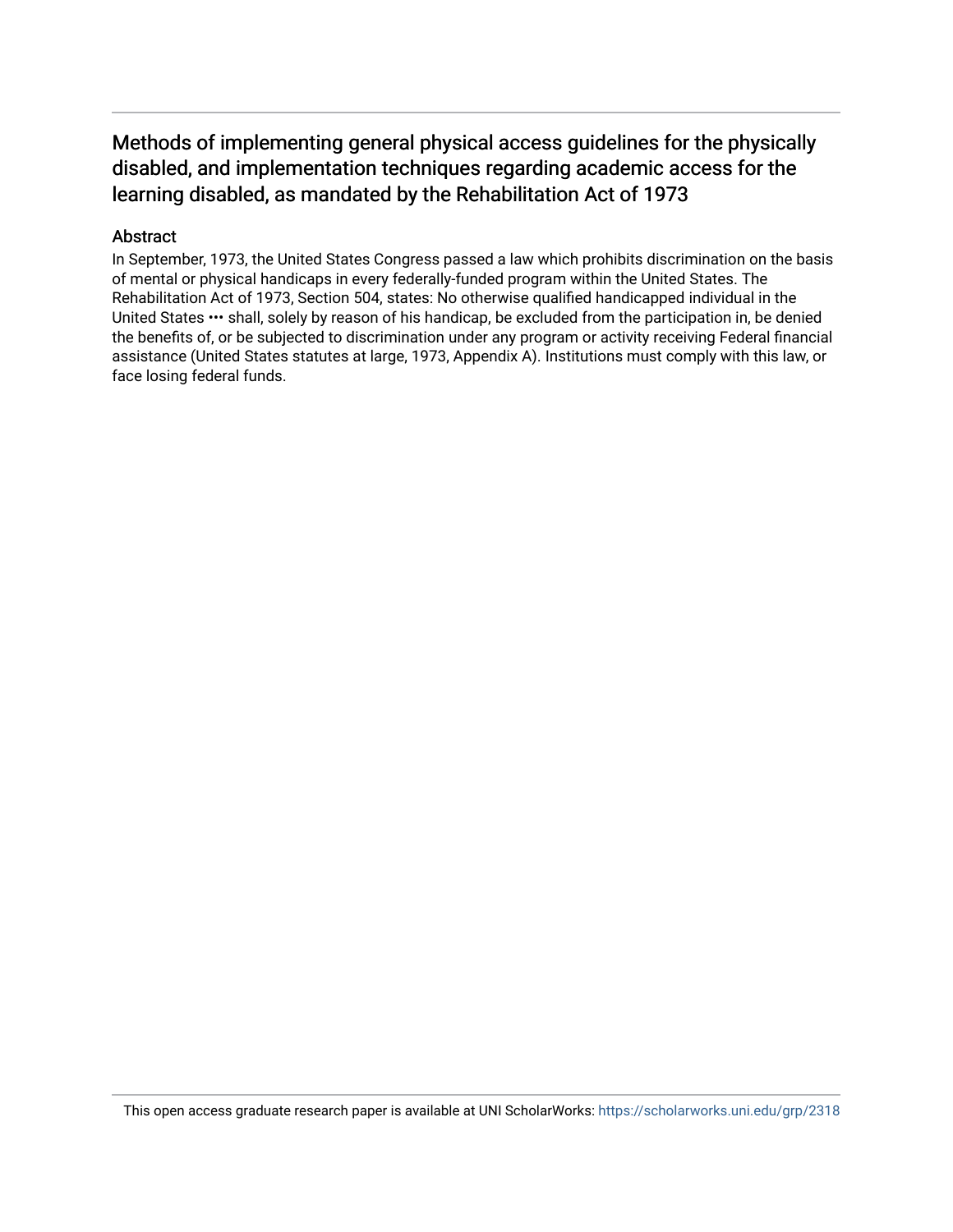# Methods of implementing general physical access guidelines for the physically disabled, and implementation techniques regarding academic access for the learning disabled, as mandated by the Rehabilitation Act of 1973

## Abstract

In September, 1973, the United States Congress passed a law which prohibits discrimination on the basis of mental or physical handicaps in every federally-funded program within the United States. The Rehabilitation Act of 1973, Section 504, states: No otherwise qualified handicapped individual in the United States ••• shall, solely by reason of his handicap, be excluded from the participation in, be denied the benefits of, or be subjected to discrimination under any program or activity receiving Federal financial assistance (United States statutes at large, 1973, Appendix A). Institutions must comply with this law, or face losing federal funds.

This open access graduate research paper is available at UNI ScholarWorks: https://scholarworks.uni.edu/grp/2318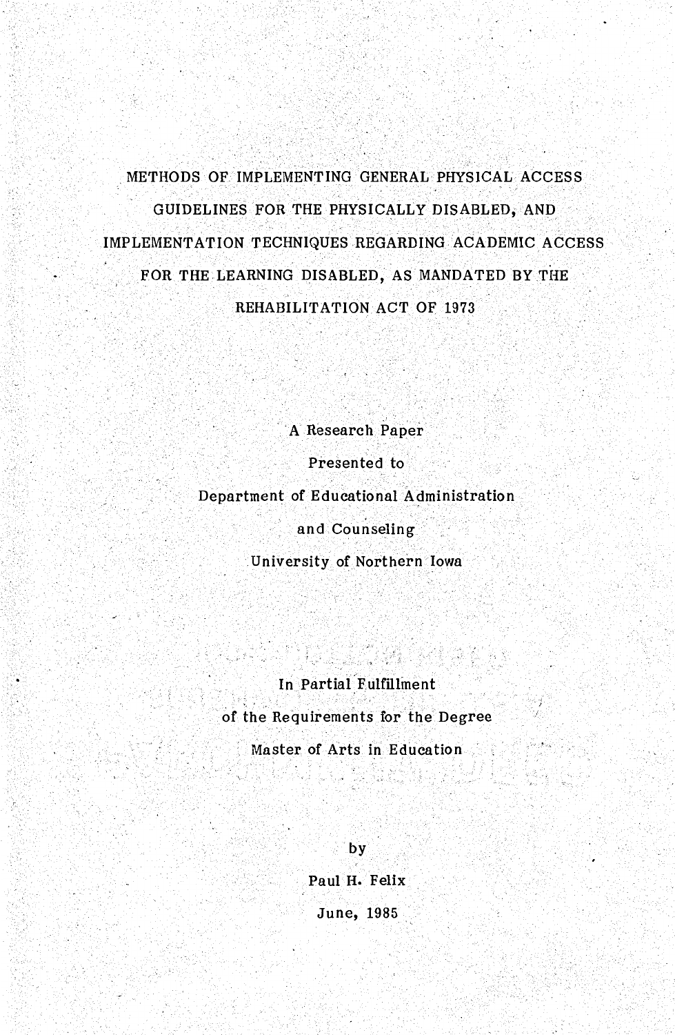# METHODS OF IMPLEMENTING GENERAL PHYSICAL ACCESS GUIDELINES FOR THE PHYSICALLY DISABLED, AND IMPLEMENTATION TECHNIQUES REGARDING ACADEMIC ACCESS FOR THE LEARNING DISABLED, AS MANDATED BY THE REHABILITATION ACT OF 1973

A Research Paper

Presented to

Department of Educational Administration

and Counseling

University of Northern Iowa

In Partial Fulfillment

of the Requirements for the Degree

Master of Arts in Education

by

Paul H. Felix

June, 1985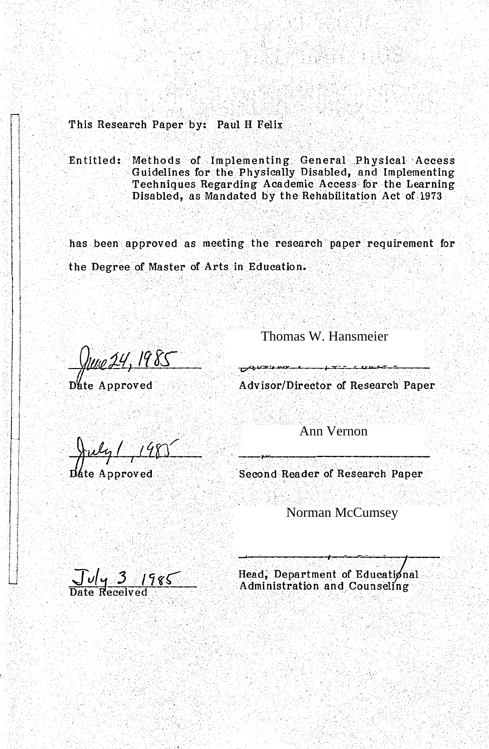This Research Paper by: Paul H Felix

Entitled: Methods of Implementing General Physical Access Guidelines for the Physically Disabled, and Implementing Techniques Regarding Academic Access for the Learning Disabled, as Mandated by the Rehabilitation Act of 1973

has been approved as meeting the research paper requirement for the Degree of Master of Arts in Education.

June 24, 1985
Date Approved

Thomas W. Hansmeier
Advisor/Director of Research Paper

July 1, 1985
Date Approved

Ann Vernon
Second Reader of Research Paper

July 3 1985
Date Received

Norman McCumsey
Head, Department of Educational Administration and Counseling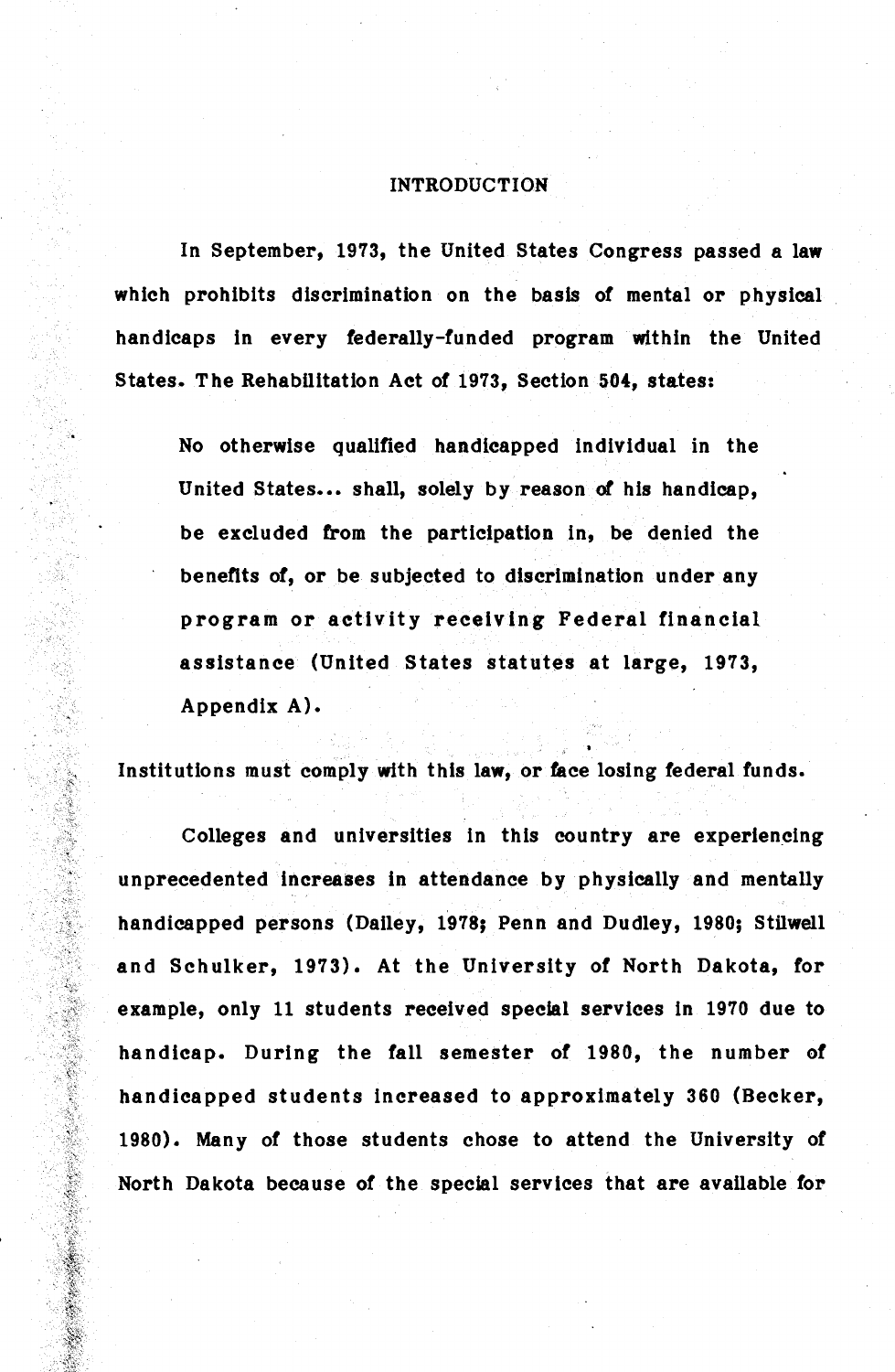# INTRODUCTION

In September, 1973, the United States Congress passed a law which prohibits discrimination on the basis of mental or physical handicaps in every federally-funded program within the United States. The Rehabilitation Act of 1973, Section 504, states:

> No otherwise qualified handicapped individual in the United States... shall, solely by reason of his handicap, be excluded from the participation in, be denied the benefits of, or be subjected to discrimination under any program or activity receiving Federal financial assistance (United States statutes at large, 1973, Appendix A).

Institutions must comply with this law, or face losing federal funds.

Colleges and universities in this country are experiencing unprecedented increases in attendance by physically and mentally handicapped persons (Dailey, 1978; Penn and Dudley, 1980; Stilwell and Schulker, 1973). At the University of North Dakota, for example, only 11 students received special services in 1970 due to handicap. During the fall semester of 1980, the number of handicapped students increased to approximately 360 (Becker, 1980). Many of those students chose to attend the University of North Dakota because of the special services that are available for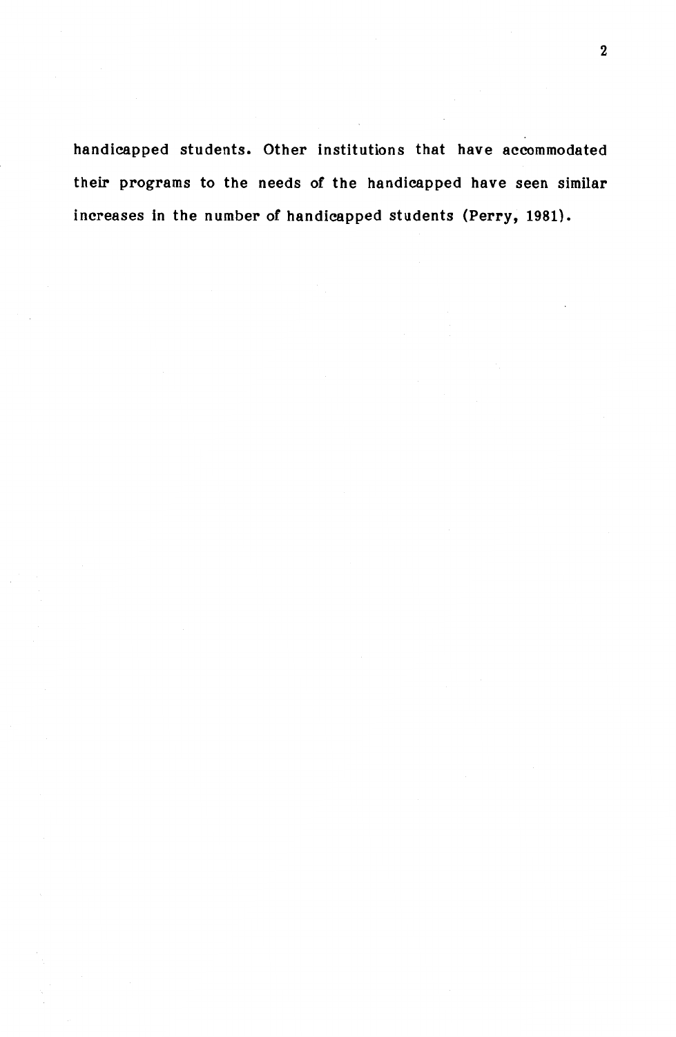handicapped students. Other institutions that have accommodated their programs to the needs of the handicapped have seen similar increases in the number of handicapped students (Perry, 1981).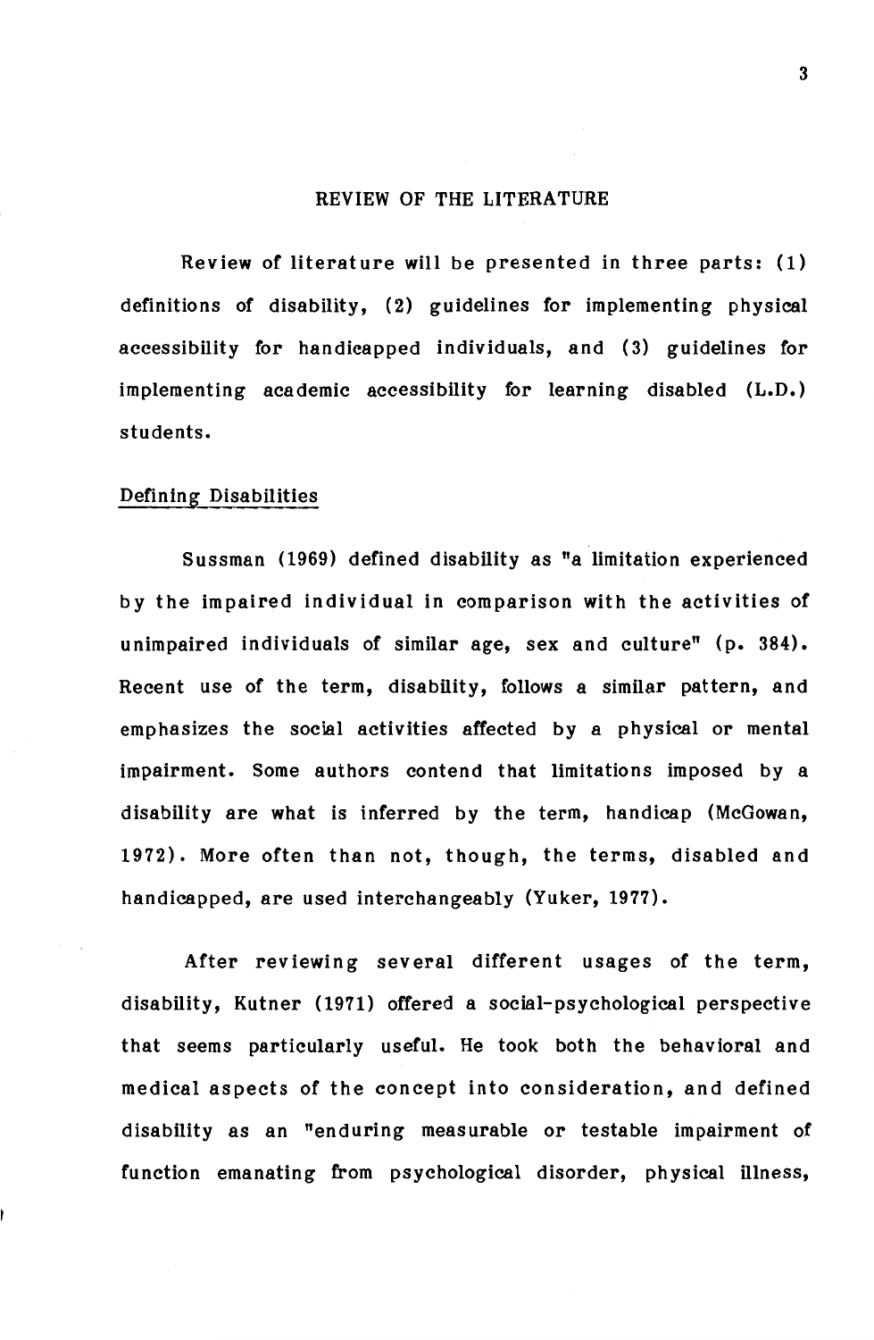## REVIEW OF THE LITERATURE

Review of literature will be presented in three parts: (1) definitions of disability, (2) guidelines for implementing physical accessibility for handicapped individuals, and (3) guidelines for implementing academic accessibility for learning disabled (L.D.) students.

### Defining Disabilities

Sussman (1969) defined disability as "a limitation experienced by the impaired individual in comparison with the activities of unimpaired individuals of similar age, sex and culture" (p. 384). Recent use of the term, disability, follows a similar pattern, and emphasizes the social activities affected by a physical or mental impairment. Some authors contend that limitations imposed by a disability are what is inferred by the term, handicap (McGowan, 1972). More often than not, though, the terms, disabled and handicapped, are used interchangeably (Yuker, 1977).

After reviewing several different usages of the term, disability, Kutner (1971) offered a social-psychological perspective that seems particularly useful. He took both the behavioral and medical aspects of the concept into consideration, and defined disability as an "enduring measurable or testable impairment of function emanating from psychological disorder, physical illness,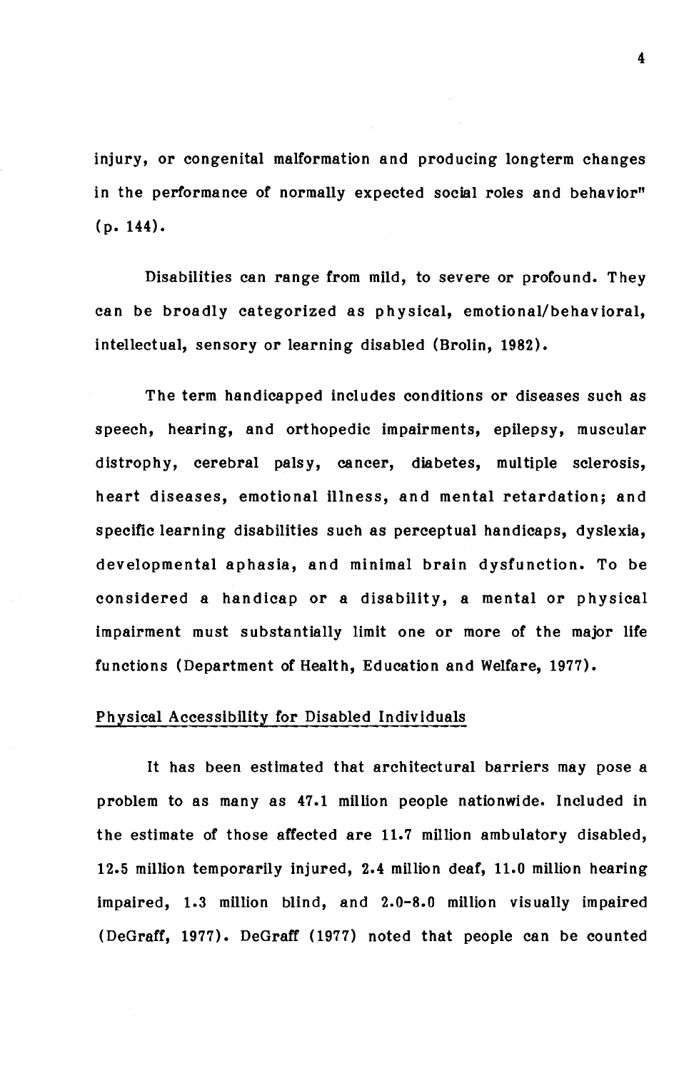injury, or congenital malformation and producing longterm changes in the performance of normally expected social roles and behavior" (p. 144).

Disabilities can range from mild, to severe or profound. They can be broadly categorized as physical, emotional/behavioral, intellectual, sensory or learning disabled (Brolin, 1982).

The term handicapped includes conditions or diseases such as speech, hearing, and orthopedic impairments, epilepsy, muscular distrophy, cerebral palsy, cancer, diabetes, multiple sclerosis, heart diseases, emotional illness, and mental retardation; and specific learning disabilities such as perceptual handicaps, dyslexia, developmental aphasia, and minimal brain dysfunction. To be considered a handicap or a disability, a mental or physical impairment must substantially limit one or more of the major life functions (Department of Health, Education and Welfare, 1977).

## Physical Accessibility for Disabled Individuals

It has been estimated that architectural barriers may pose a problem to as many as 47.1 million people nationwide. Included in the estimate of those affected are 11.7 million ambulatory disabled, 12.5 million temporarily injured, 2.4 million deaf, 11.0 million hearing impaired, 1.3 million blind, and 2.0-8.0 million visually impaired (DeGraff, 1977). DeGraff (1977) noted that people can be counted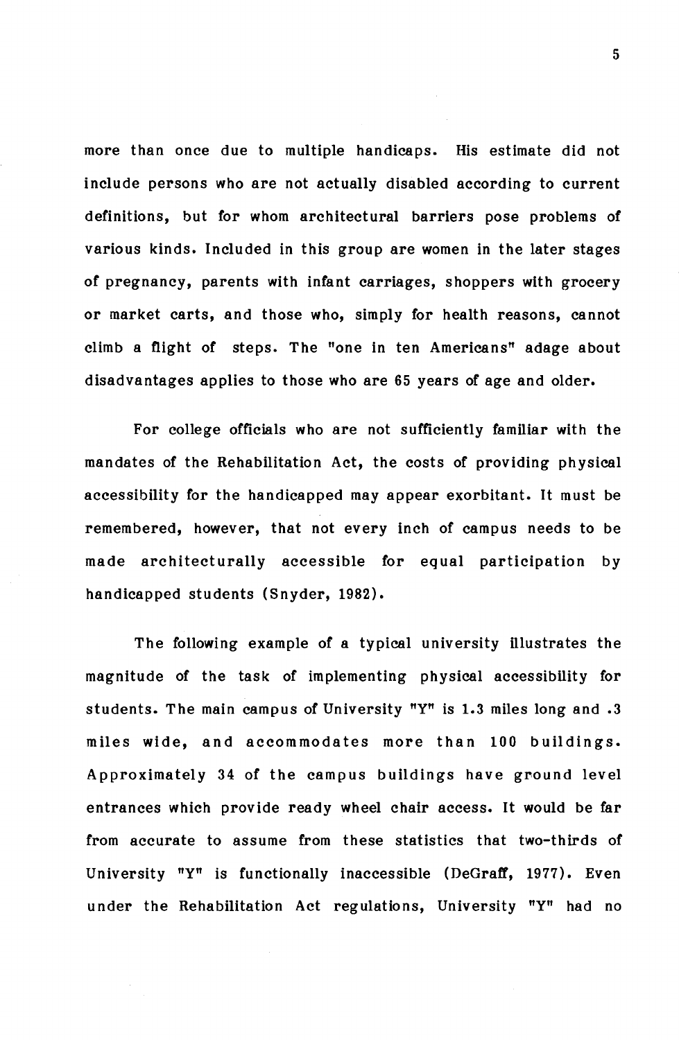more than once due to multiple handicaps. His estimate did not include persons who are not actually disabled according to current definitions, but for whom architectural barriers pose problems of various kinds. Included in this group are women in the later stages of pregnancy, parents with infant carriages, shoppers with grocery or market carts, and those who, simply for health reasons, cannot climb a flight of steps. The "one in ten Americans" adage about disadvantages applies to those who are 65 years of age and older.

For college officials who are not sufficiently familiar with the mandates of the Rehabilitation Act, the costs of providing physical accessibility for the handicapped may appear exorbitant. It must be remembered, however, that not every inch of campus needs to be made architecturally accessible for equal participation by handicapped students (Snyder, 1982).

The following example of a typical university illustrates the magnitude of the task of implementing physical accessibility for students. The main campus of University "Y" is 1.3 miles long and .3 miles wide, and accommodates more than 100 buildings. Approximately 34 of the campus buildings have ground level entrances which provide ready wheel chair access. It would be far from accurate to assume from these statistics that two-thirds of University "Y" is functionally inaccessible (DeGraff, 1977). Even under the Rehabilitation Act regulations, University "Y" had no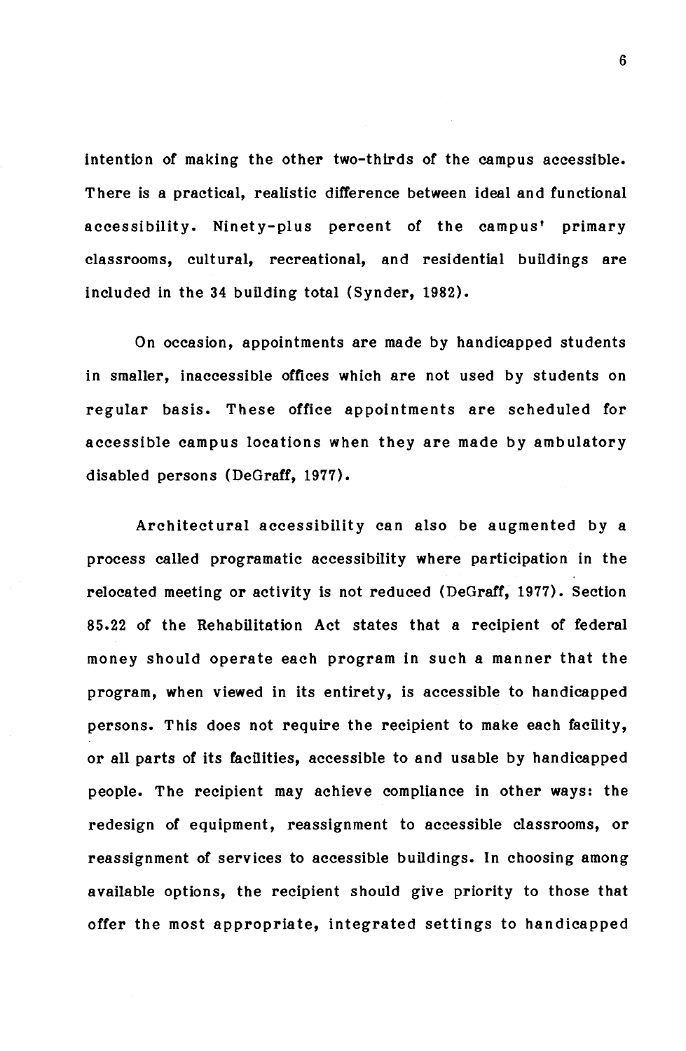intention of making the other two-thirds of the campus accessible. There is a practical, realistic difference between ideal and functional accessibility. Ninety-plus percent of the campus' primary classrooms, cultural, recreational, and residential buildings are included in the 34 building total (Synder, 1982).

On occasion, appointments are made by handicapped students in smaller, inaccessible offices which are not used by students on regular basis. These office appointments are scheduled for accessible campus locations when they are made by ambulatory disabled persons (DeGraff, 1977).

Architectural accessibility can also be augmented by a process called programatic accessibility where participation in the relocated meeting or activity is not reduced (DeGraff, 1977). Section 85.22 of the Rehabilitation Act states that a recipient of federal money should operate each program in such a manner that the program, when viewed in its entirety, is accessible to handicapped persons. This does not require the recipient to make each facility, or all parts of its facilities, accessible to and usable by handicapped people. The recipient may achieve compliance in other ways: the redesign of equipment, reassignment to accessible classrooms, or reassignment of services to accessible buildings. In choosing among available options, the recipient should give priority to those that offer the most appropriate, integrated settings to handicapped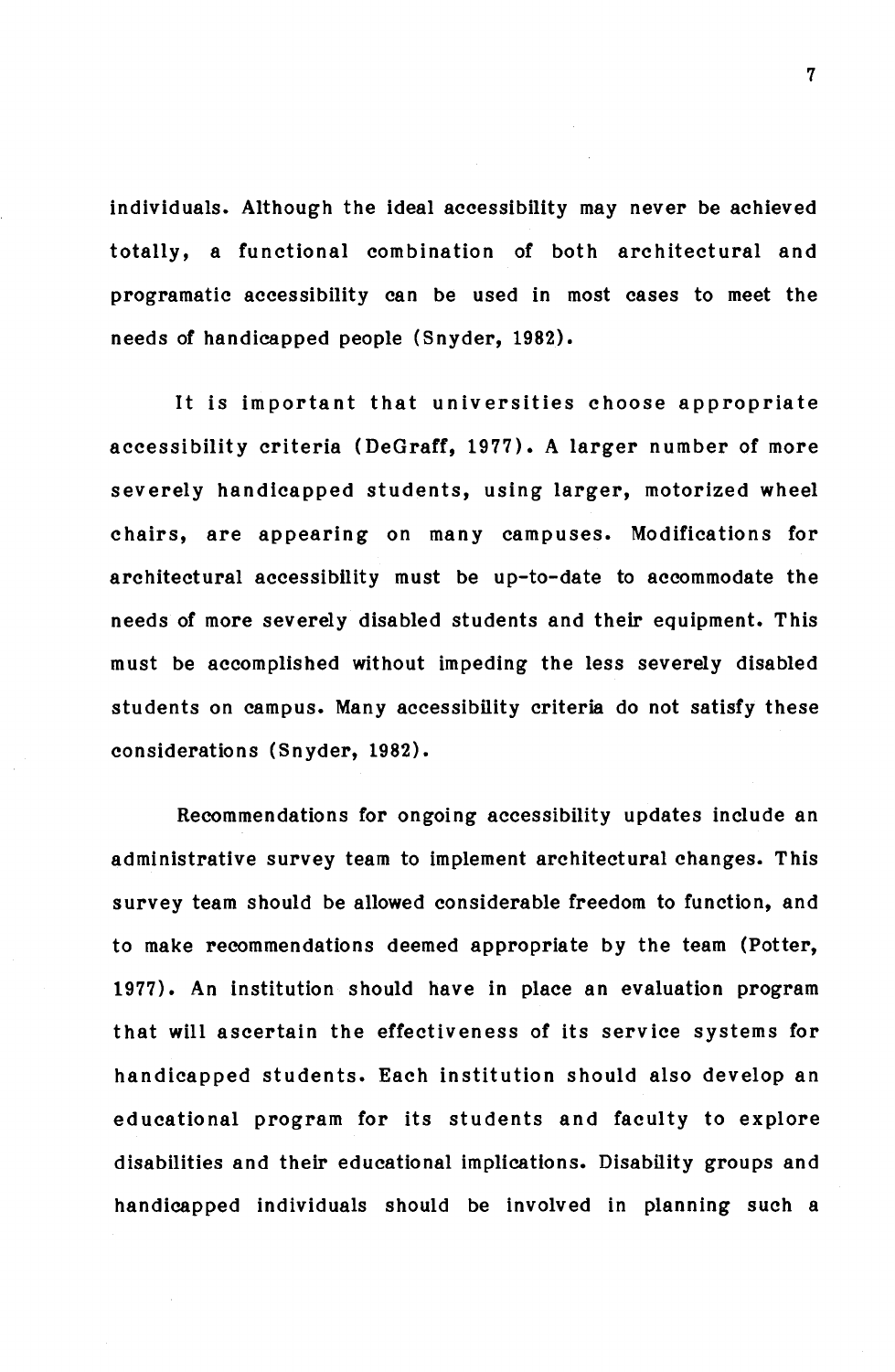individuals. Although the ideal accessibility may never be achieved totally, a functional combination of both architectural and programatic accessibility can be used in most cases to meet the needs of handicapped people (Snyder, 1982).

It is important that universities choose appropriate accessibility criteria (DeGraff, 1977). A larger number of more severely handicapped students, using larger, motorized wheel chairs, are appearing on many campuses. Modifications for architectural accessibility must be up-to-date to accommodate the needs of more severely disabled students and their equipment. This must be accomplished without impeding the less severely disabled students on campus. Many accessibility criteria do not satisfy these considerations (Snyder, 1982).

Recommendations for ongoing accessibility updates include an administrative survey team to implement architectural changes. This survey team should be allowed considerable freedom to function, and to make recommendations deemed appropriate by the team (Potter, 1977). An institution should have in place an evaluation program that will ascertain the effectiveness of its service systems for handicapped students. Each institution should also develop an educational program for its students and faculty to explore disabilities and their educational implications. Disability groups and handicapped individuals should be involved in planning such a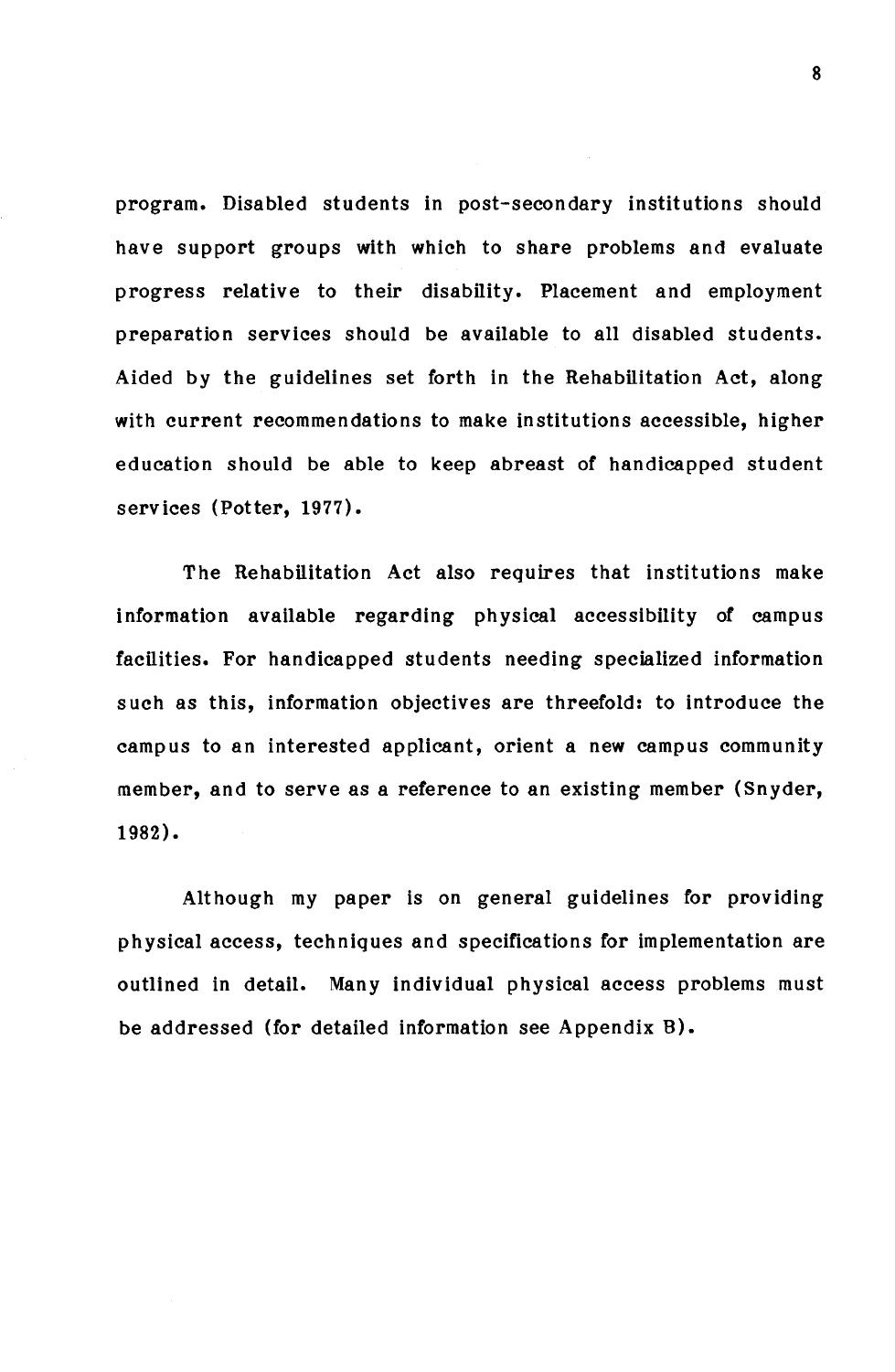program. Disabled students in post-secondary institutions should have support groups with which to share problems and evaluate progress relative to their disability. Placement and employment preparation services should be available to all disabled students. Aided by the guidelines set forth in the Rehabilitation Act, along with current recommendations to make institutions accessible, higher education should be able to keep abreast of handicapped student services (Potter, 1977).

The Rehabilitation Act also requires that institutions make information available regarding physical accessibility of campus facilities. For handicapped students needing specialized information such as this, information objectives are threefold: to introduce the campus to an interested applicant, orient a new campus community member, and to serve as a reference to an existing member (Snyder, 1982).

Although my paper is on general guidelines for providing physical access, techniques and specifications for implementation are outlined in detail. Many individual physical access problems must be addressed (for detailed information see Appendix B).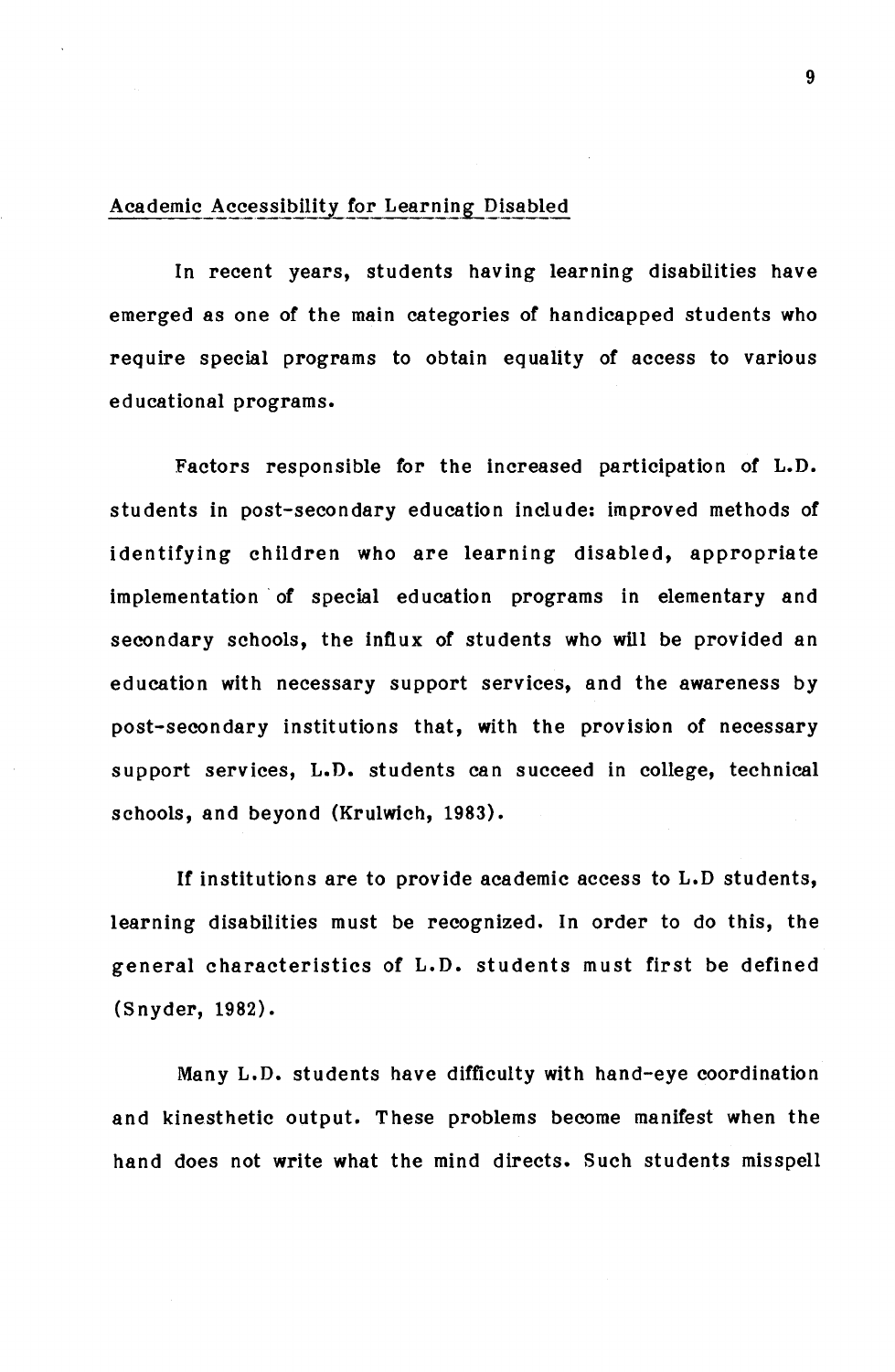## Academic Accessibility for Learning Disabled

In recent years, students having learning disabilities have emerged as one of the main categories of handicapped students who require special programs to obtain equality of access to various educational programs.

Factors responsible for the increased participation of L.D. students in post-secondary education include: improved methods of identifying children who are learning disabled, appropriate implementation of special education programs in elementary and secondary schools, the influx of students who will be provided an education with necessary support services, and the awareness by post-secondary institutions that, with the provision of necessary support services, L.D. students can succeed in college, technical schools, and beyond (Krulwich, 1983).

If institutions are to provide academic access to L.D students, learning disabilities must be recognized. In order to do this, the general characteristics of L.D. students must first be defined (Snyder, 1982).

Many L.D. students have difficulty with hand-eye coordination and kinesthetic output. These problems become manifest when the hand does not write what the mind directs. Such students misspell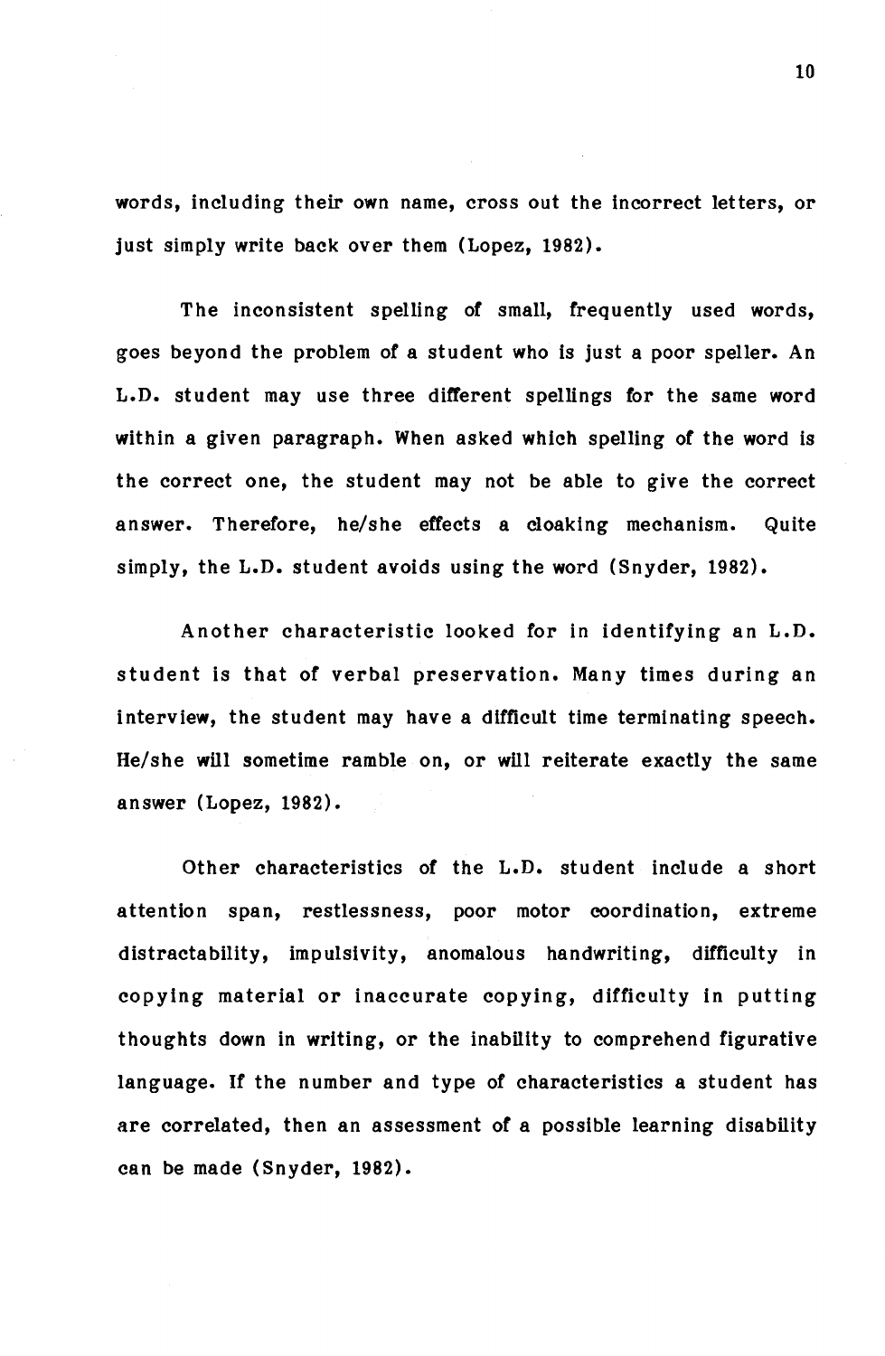words, including their own name, cross out the incorrect letters, or just simply write back over them (Lopez, 1982).

The inconsistent spelling of small, frequently used words, goes beyond the problem of a student who is just a poor speller. An L.D. student may use three different spellings for the same word within a given paragraph. When asked which spelling of the word is the correct one, the student may not be able to give the correct answer. Therefore, he/she effects a cloaking mechanism. Quite simply, the L.D. student avoids using the word (Snyder, 1982).

Another characteristic looked for in identifying an L.D. student is that of verbal preservation. Many times during an interview, the student may have a difficult time terminating speech. He/she will sometime ramble on, or will reiterate exactly the same answer (Lopez, 1982).

Other characteristics of the L.D. student include a short attention span, restlessness, poor motor coordination, extreme distractability, impulsivity, anomalous handwriting, difficulty in copying material or inaccurate copying, difficulty in putting thoughts down in writing, or the inability to comprehend figurative language. If the number and type of characteristics a student has are correlated, then an assessment of a possible learning disability can be made (Snyder, 1982).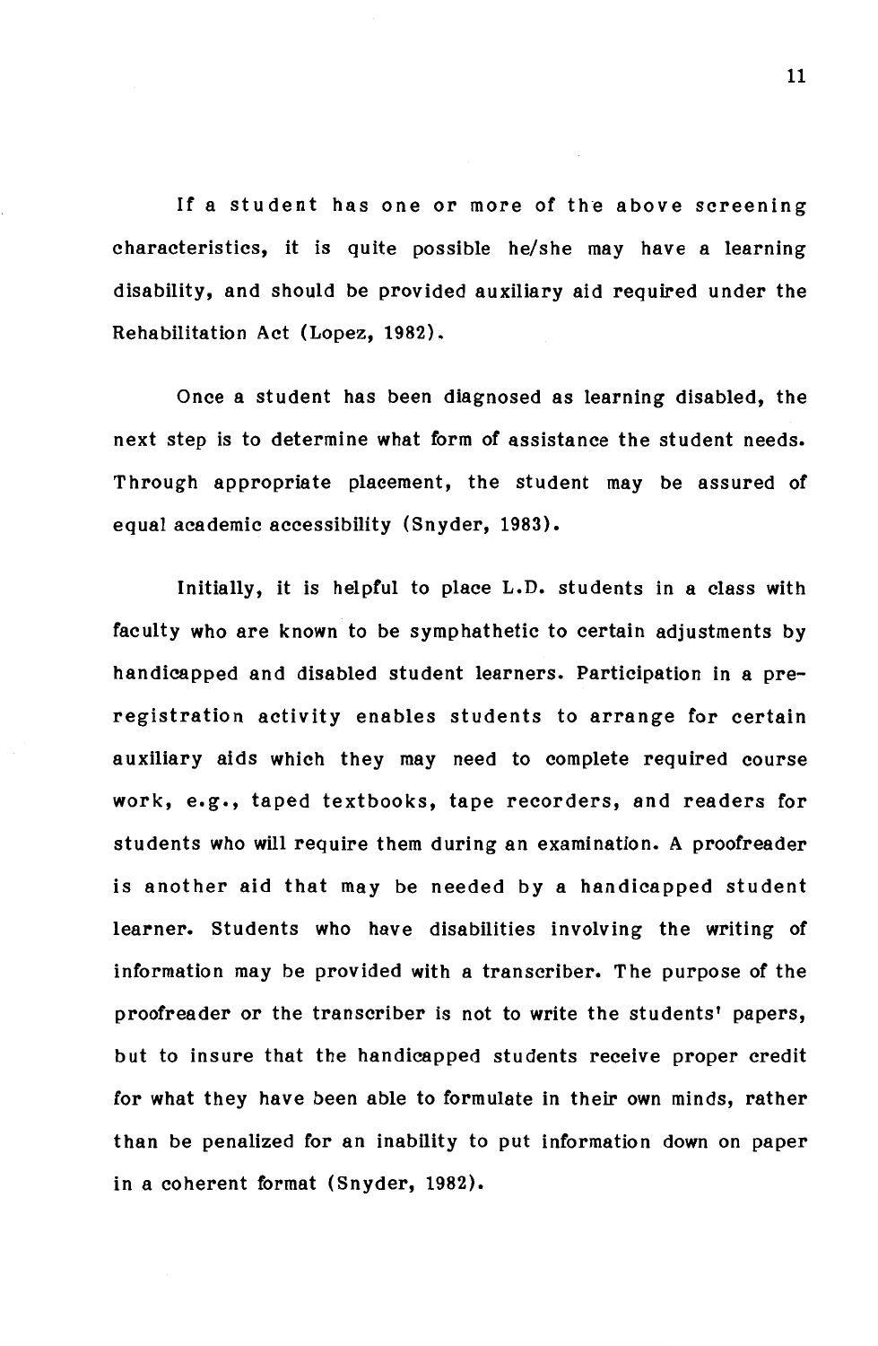If a student has one or more of the above screening characteristics, it is quite possible he/she may have a learning disability, and should be provided auxiliary aid required under the Rehabilitation Act (Lopez, 1982).

Once a student has been diagnosed as learning disabled, the next step is to determine what form of assistance the student needs. Through appropriate placement, the student may be assured of equal academic accessibility (Snyder, 1983).

Initially, it is helpful to place L.D. students in a class with faculty who are known to be symphathetic to certain adjustments by handicapped and disabled student learners. Participation in a pre-registration activity enables students to arrange for certain auxiliary aids which they may need to complete required course work, e.g., taped textbooks, tape recorders, and readers for students who will require them during an examination. A proofreader is another aid that may be needed by a handicapped student learner. Students who have disabilities involving the writing of information may be provided with a transcriber. The purpose of the proofreader or the transcriber is not to write the students' papers, but to insure that the handicapped students receive proper credit for what they have been able to formulate in their own minds, rather than be penalized for an inability to put information down on paper in a coherent format (Snyder, 1982).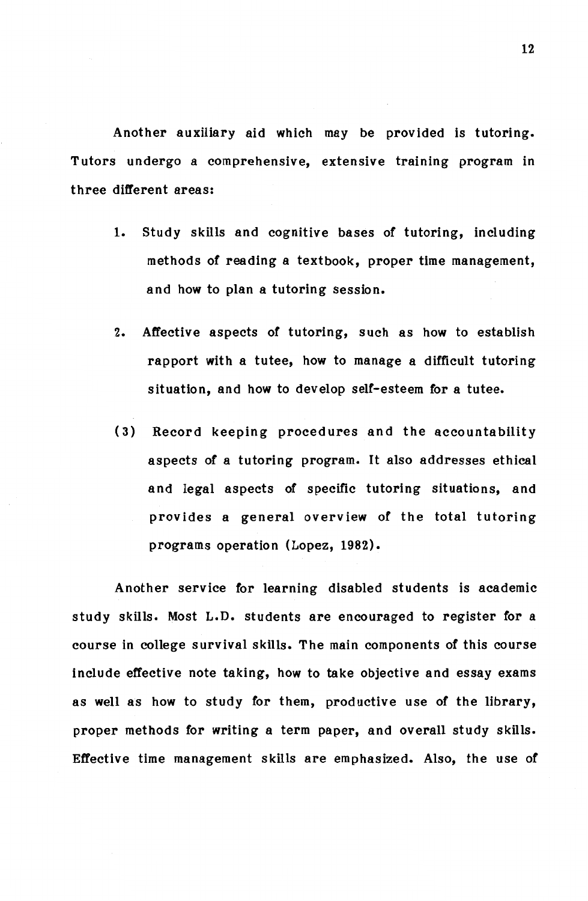Another auxiliary aid which may be provided is tutoring. Tutors undergo a comprehensive, extensive training program in three different areas:

1. Study skills and cognitive bases of tutoring, including methods of reading a textbook, proper time management, and how to plan a tutoring session.

2. Affective aspects of tutoring, such as how to establish rapport with a tutee, how to manage a difficult tutoring situation, and how to develop self-esteem for a tutee.

(3) Record keeping procedures and the accountability aspects of a tutoring program. It also addresses ethical and legal aspects of specific tutoring situations, and provides a general overview of the total tutoring programs operation (Lopez, 1982).

Another service for learning disabled students is academic study skills. Most L.D. students are encouraged to register for a course in college survival skills. The main components of this course include effective note taking, how to take objective and essay exams as well as how to study for them, productive use of the library, proper methods for writing a term paper, and overall study skills. Effective time management skills are emphasized. Also, the use of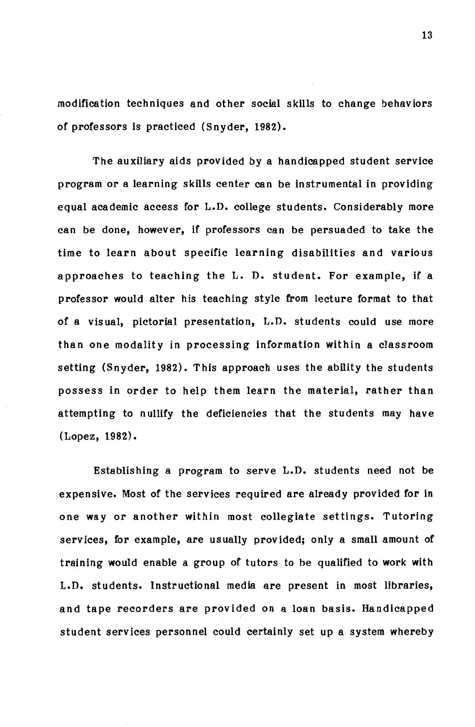modification techniques and other social skills to change behaviors of professors is practiced (Snyder, 1982).

The auxiliary aids provided by a handicapped student service program or a learning skills center can be instrumental in providing equal academic access for L.D. college students. Considerably more can be done, however, if professors can be persuaded to take the time to learn about specific learning disabilities and various approaches to teaching the L. D. student. For example, if a professor would alter his teaching style from lecture format to that of a visual, pictorial presentation, L.D. students could use more than one modality in processing information within a classroom setting (Snyder, 1982). This approach uses the ability the students possess in order to help them learn the material, rather than attempting to nullify the deficiencies that the students may have (Lopez, 1982).

Establishing a program to serve L.D. students need not be expensive. Most of the services required are already provided for in one way or another within most collegiate settings. Tutoring services, for example, are usually provided; only a small amount of training would enable a group of tutors to be qualified to work with L.D. students. Instructional media are present in most libraries, and tape recorders are provided on a loan basis. Handicapped student services personnel could certainly set up a system whereby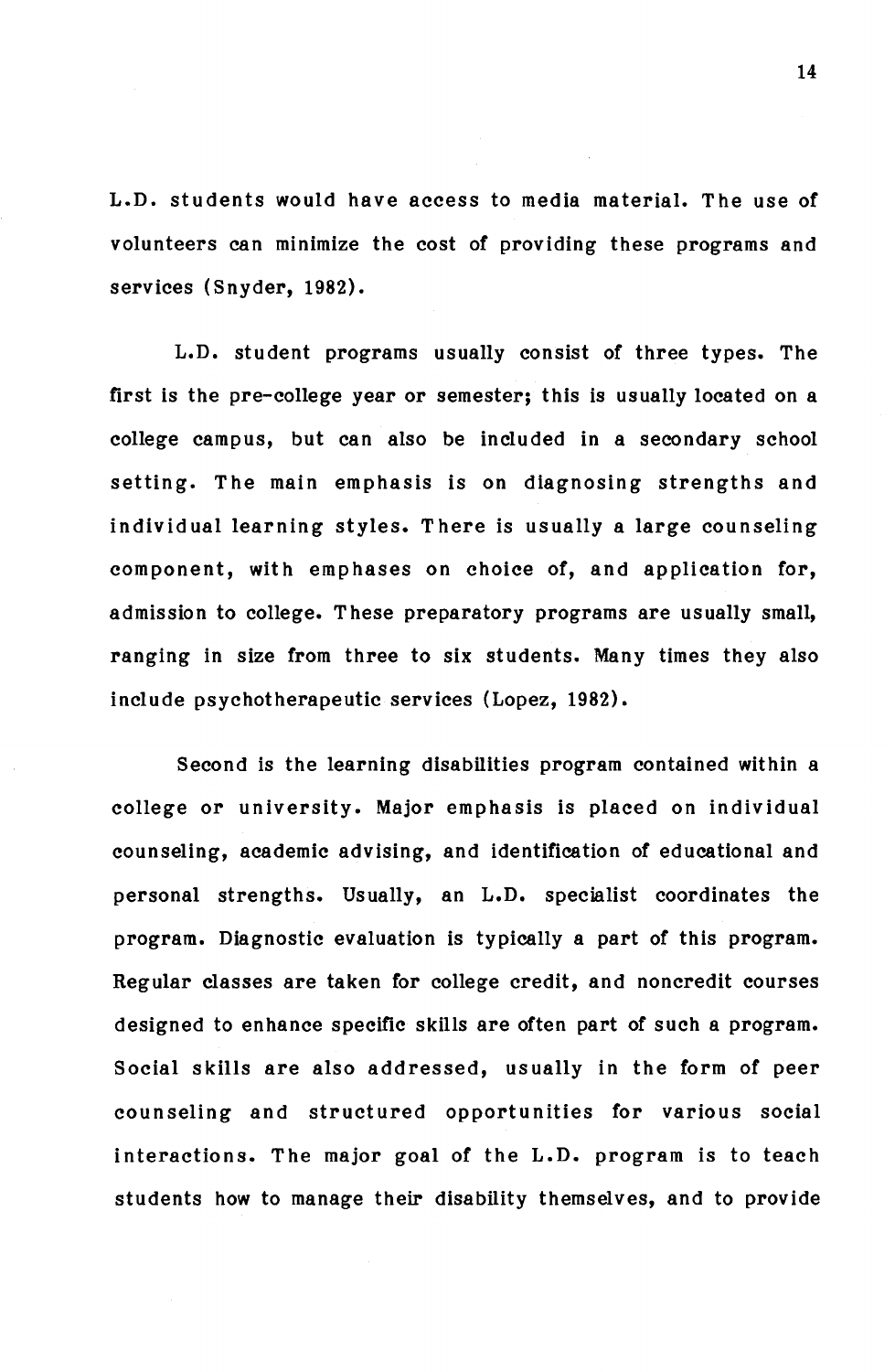L.D. students would have access to media material. The use of volunteers can minimize the cost of providing these programs and services (Snyder, 1982).

L.D. student programs usually consist of three types. The first is the pre-college year or semester; this is usually located on a college campus, but can also be included in a secondary school setting. The main emphasis is on diagnosing strengths and individual learning styles. There is usually a large counseling component, with emphases on choice of, and application for, admission to college. These preparatory programs are usually small, ranging in size from three to six students. Many times they also include psychotherapeutic services (Lopez, 1982).

Second is the learning disabilities program contained within a college or university. Major emphasis is placed on individual counseling, academic advising, and identification of educational and personal strengths. Usually, an L.D. specialist coordinates the program. Diagnostic evaluation is typically a part of this program. Regular classes are taken for college credit, and noncredit courses designed to enhance specific skills are often part of such a program. Social skills are also addressed, usually in the form of peer counseling and structured opportunities for various social interactions. The major goal of the L.D. program is to teach students how to manage their disability themselves, and to provide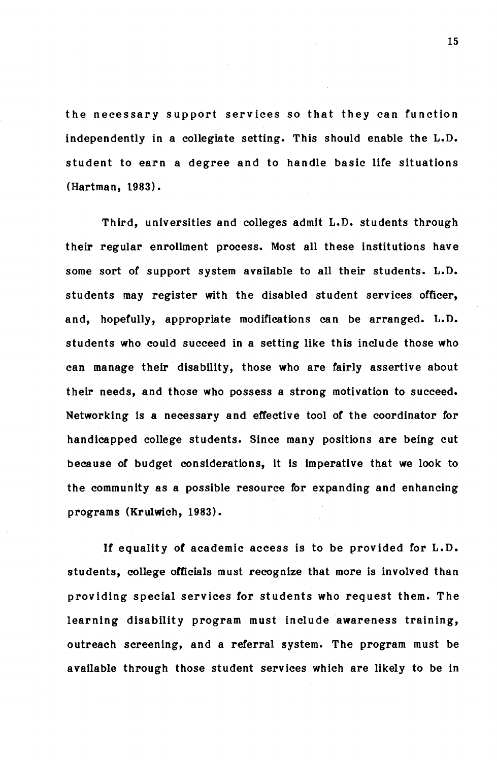the necessary support services so that they can function independently in a collegiate setting. This should enable the L.D. student to earn a degree and to handle basic life situations (Hartman, 1983).

Third, universities and colleges admit L.D. students through their regular enrollment process. Most all these institutions have some sort of support system available to all their students. L.D. students may register with the disabled student services officer, and, hopefully, appropriate modifications can be arranged. L.D. students who could succeed in a setting like this include those who can manage their disability, those who are fairly assertive about their needs, and those who possess a strong motivation to succeed. Networking is a necessary and effective tool of the coordinator for handicapped college students. Since many positions are being cut because of budget considerations, it is imperative that we look to the community as a possible resource for expanding and enhancing programs (Krulwich, 1983).

If equality of academic access is to be provided for L.D. students, college officials must recognize that more is involved than providing special services for students who request them. The learning disability program must include awareness training, outreach screening, and a referral system. The program must be available through those student services which are likely to be in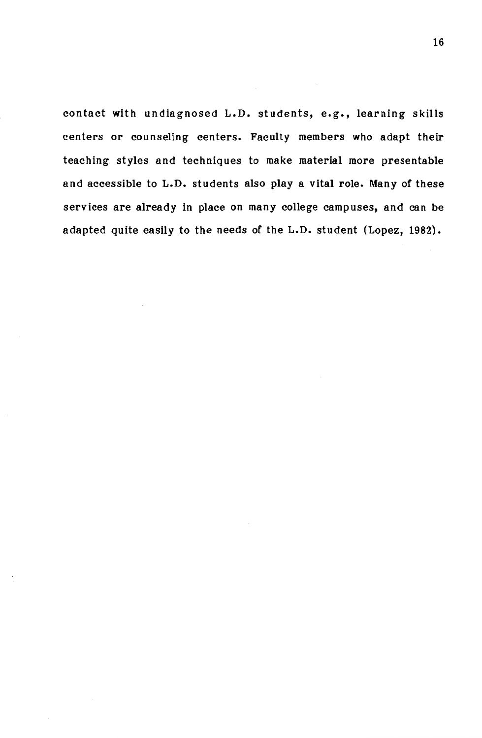contact with undiagnosed L.D. students, e.g., learning skills centers or counseling centers. Faculty members who adapt their teaching styles and techniques to make material more presentable and accessible to L.D. students also play a vital role. Many of these services are already in place on many college campuses, and can be adapted quite easily to the needs of the L.D. student (Lopez, 1982).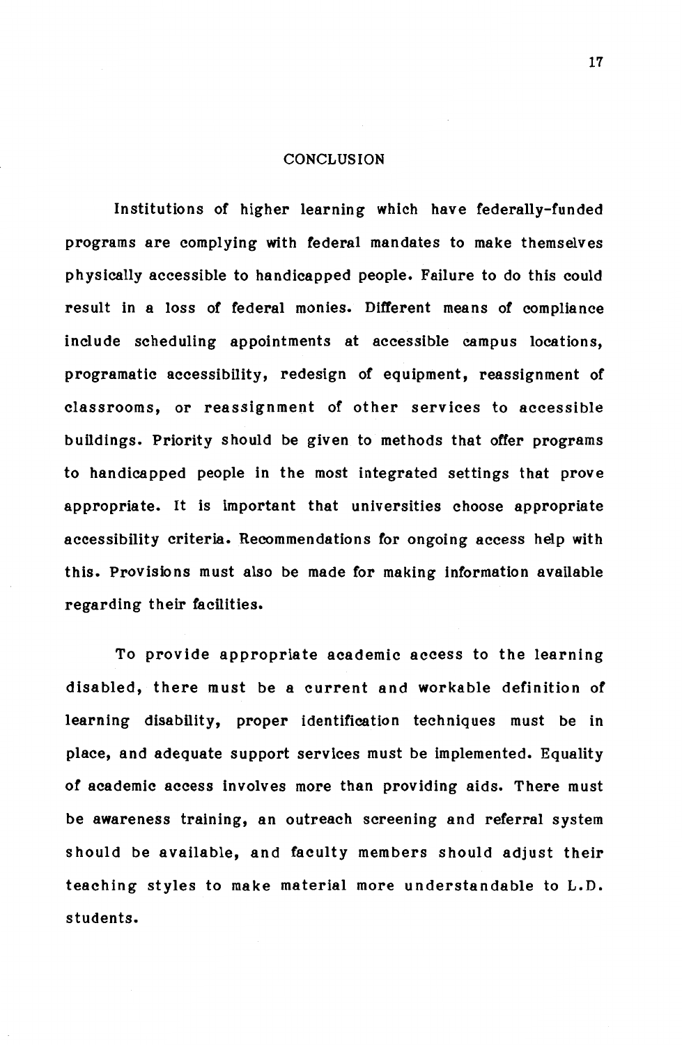# CONCLUSION

Institutions of higher learning which have federally-funded programs are complying with federal mandates to make themselves physically accessible to handicapped people. Failure to do this could result in a loss of federal monies. Different means of compliance include scheduling appointments at accessible campus locations, programatic accessibility, redesign of equipment, reassignment of classrooms, or reassignment of other services to accessible buildings. Priority should be given to methods that offer programs to handicapped people in the most integrated settings that prove appropriate. It is important that universities choose appropriate accessibility criteria. Recommendations for ongoing access help with this. Provisions must also be made for making information available regarding their facilities.

To provide appropriate academic access to the learning disabled, there must be a current and workable definition of learning disability, proper identification techniques must be in place, and adequate support services must be implemented. Equality of academic access involves more than providing aids. There must be awareness training, an outreach screening and referral system should be available, and faculty members should adjust their teaching styles to make material more understandable to L.D. students.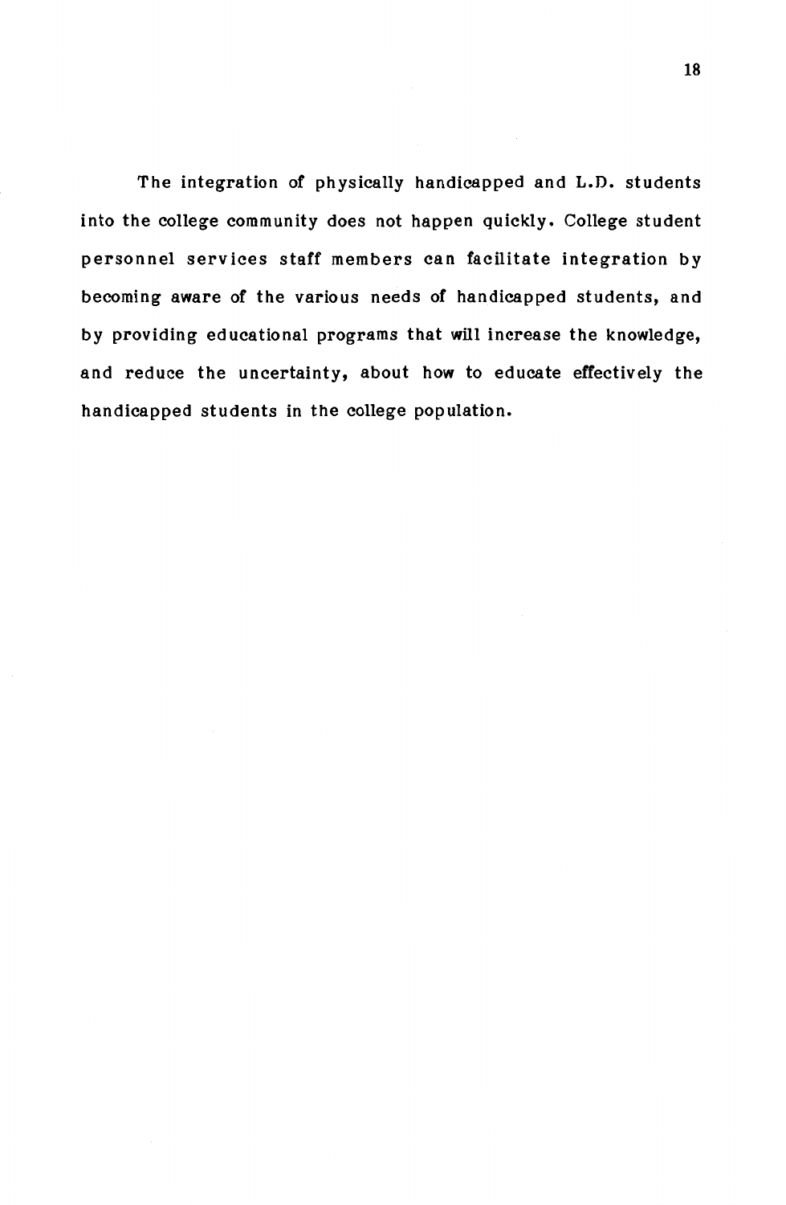The integration of physically handicapped and L.D. students into the college community does not happen quickly. College student personnel services staff members can facilitate integration by becoming aware of the various needs of handicapped students, and by providing educational programs that will increase the knowledge, and reduce the uncertainty, about how to educate effectively the handicapped students in the college population.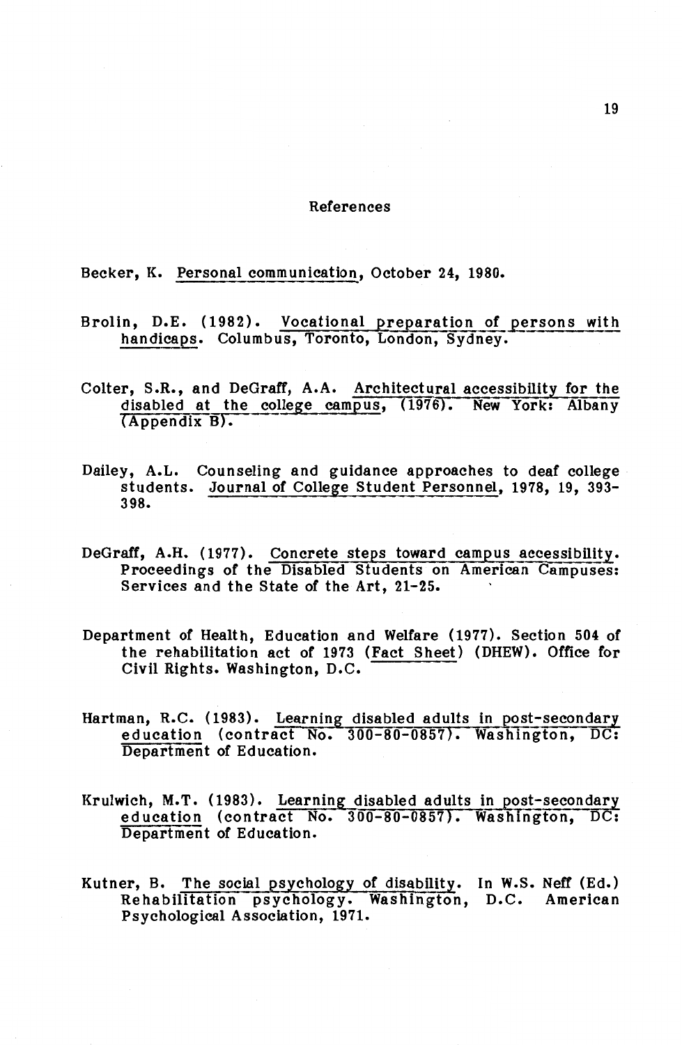# References

Becker, K. Personal communication, October 24, 1980.

Brolin, D.E. (1982). Vocational preparation of persons with handicaps. Columbus, Toronto, London, Sydney.

Colter, S.R., and DeGraff, A.A. Architectural accessibility for the disabled at the college campus, (1976). New York: Albany (Appendix B).

Dailey, A.L. Counseling and guidance approaches to deaf college students. Journal of College Student Personnel, 1978, 19, 393-398.

DeGraff, A.H. (1977). Concrete steps toward campus accessibility. Proceedings of the Disabled Students on American Campuses: Services and the State of the Art, 21-25.

Department of Health, Education and Welfare (1977). Section 504 of the rehabilitation act of 1973 (Fact Sheet) (DHEW). Office for Civil Rights. Washington, D.C.

Hartman, R.C. (1983). Learning disabled adults in post-secondary education (contract No. 300-80-0857). Washington, DC: Department of Education.

Krulwich, M.T. (1983). Learning disabled adults in post-secondary education (contract No. 300-80-0857). Washington, DC: Department of Education.

Kutner, B. The social psychology of disability. In W.S. Neff (Ed.) Rehabilitation psychology. Washington, D.C. American Psychological Association, 1971.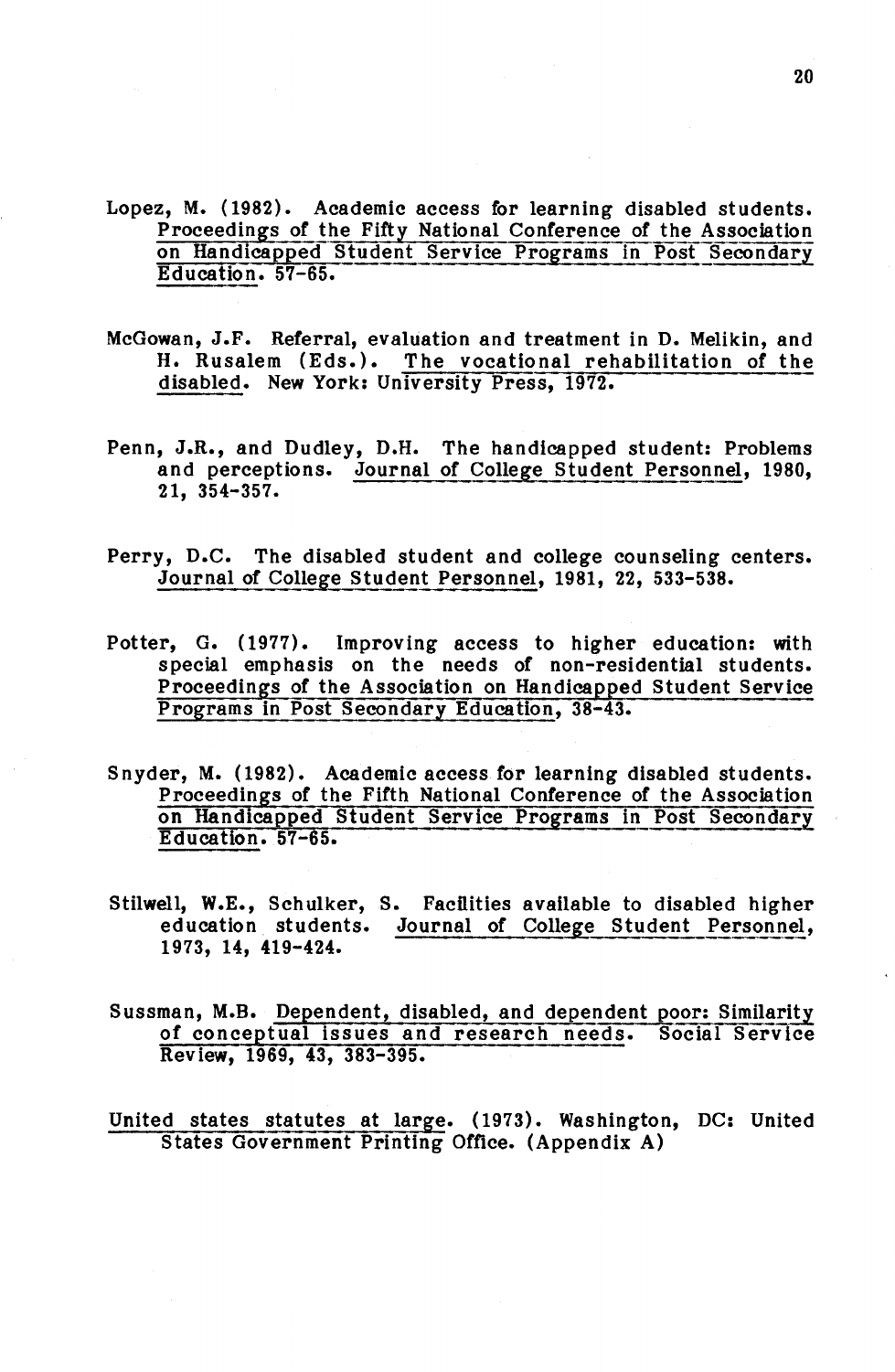Lopez, M. (1982). Academic access for learning disabled students. _Proceedings of the Fifty National Conference of the Association on Handicapped Student Service Programs in Post Secondary Education_. 57-65.

McGowan, J.F. Referral, evaluation and treatment in D. Melikin, and H. Rusalem (Eds.). _The vocational rehabilitation of the disabled_. New York: University Press, 1972.

Penn, J.R., and Dudley, D.H. The handicapped student: Problems and perceptions. _Journal of College Student Personnel_, 1980, 21, 354-357.

Perry, D.C. The disabled student and college counseling centers. _Journal of College Student Personnel_, 1981, 22, 533-538.

Potter, G. (1977). Improving access to higher education: with special emphasis on the needs of non-residential students. _Proceedings of the Association on Handicapped Student Service Programs in Post Secondary Education_, 38-43.

Snyder, M. (1982). Academic access for learning disabled students. _Proceedings of the Fifth National Conference of the Association on Handicapped Student Service Programs in Post Secondary Education_. 57-65.

Stilwell, W.E., Schulker, S. Facilities available to disabled higher education students. _Journal of College Student Personnel_, 1973, 14, 419-424.

Sussman, M.B. _Dependent, disabled, and dependent poor: Similarity of conceptual issues and research needs_. Social Service Review, 1969, 43, 383-395.

_United states statutes at large_. (1973). Washington, DC: United States Government Printing Office. (Appendix A)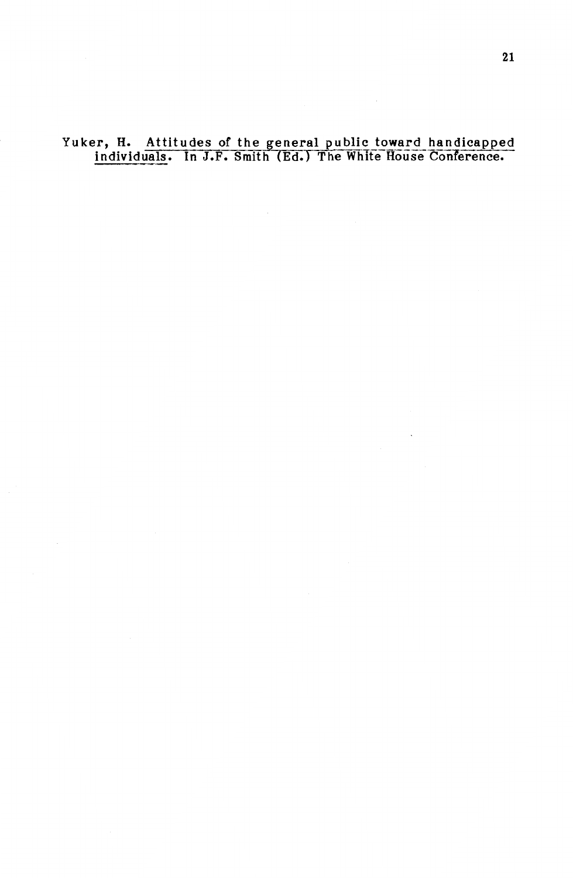Yuker, H. Attitudes of the general public toward handicapped individuals. In J.F. Smith (Ed.) The White House Conference.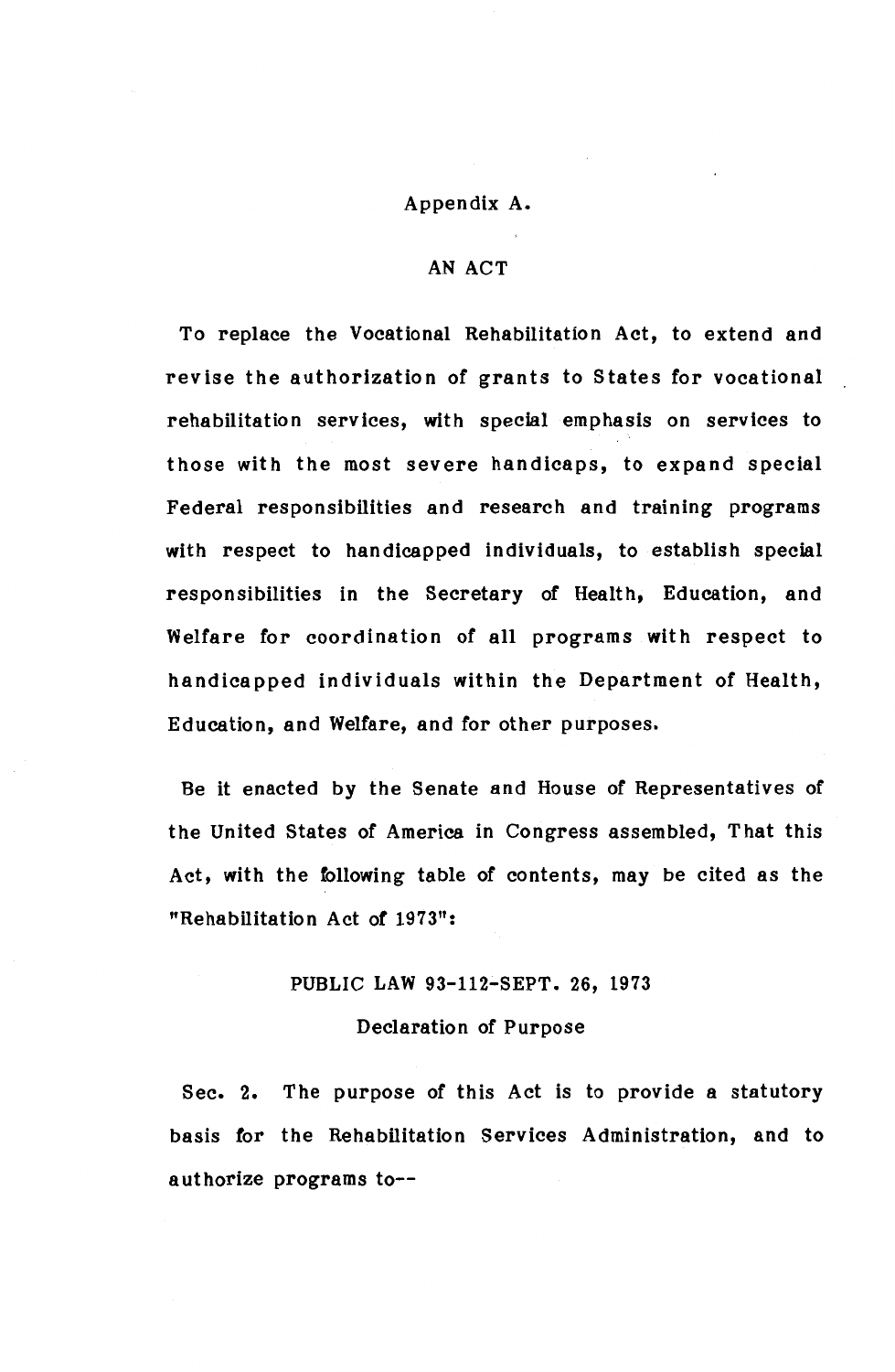# Appendix A.

## AN ACT

To replace the Vocational Rehabilitation Act, to extend and revise the authorization of grants to States for vocational rehabilitation services, with special emphasis on services to those with the most severe handicaps, to expand special Federal responsibilities and research and training programs with respect to handicapped individuals, to establish special responsibilities in the Secretary of Health, Education, and Welfare for coordination of all programs with respect to handicapped individuals within the Department of Health, Education, and Welfare, and for other purposes.

Be it enacted by the Senate and House of Representatives of the United States of America in Congress assembled, That this Act, with the following table of contents, may be cited as the "Rehabilitation Act of 1973":

PUBLIC LAW 93-112-SEPT. 26, 1973

### Declaration of Purpose

Sec. 2. The purpose of this Act is to provide a statutory basis for the Rehabilitation Services Administration, and to authorize programs to--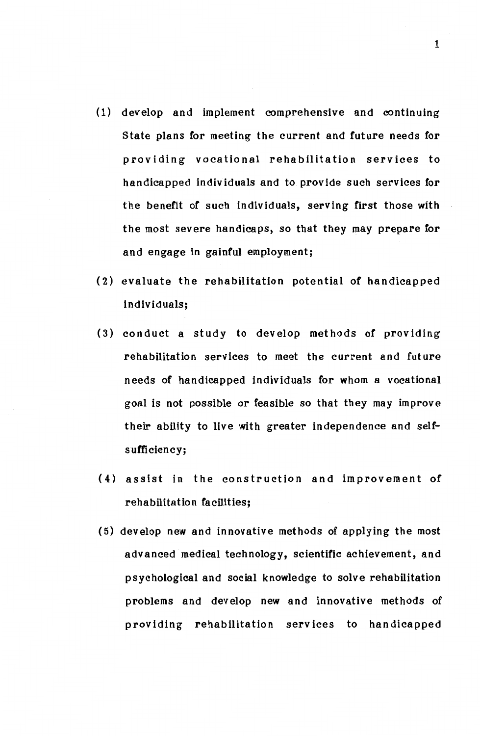(1) develop and implement comprehensive and continuing State plans for meeting the current and future needs for providing vocational rehabilitation services to handicapped individuals and to provide such services for the benefit of such individuals, serving first those with the most severe handicaps, so that they may prepare for and engage in gainful employment;

(2) evaluate the rehabilitation potential of handicapped individuals;

(3) conduct a study to develop methods of providing rehabilitation services to meet the current and future needs of handicapped individuals for whom a vocational goal is not possible or feasible so that they may improve their ability to live with greater independence and self-sufficiency;

(4) assist in the construction and improvement of rehabilitation facilities;

(5) develop new and innovative methods of applying the most advanced medical technology, scientific achievement, and psychological and social knowledge to solve rehabilitation problems and develop new and innovative methods of providing rehabilitation services to handicapped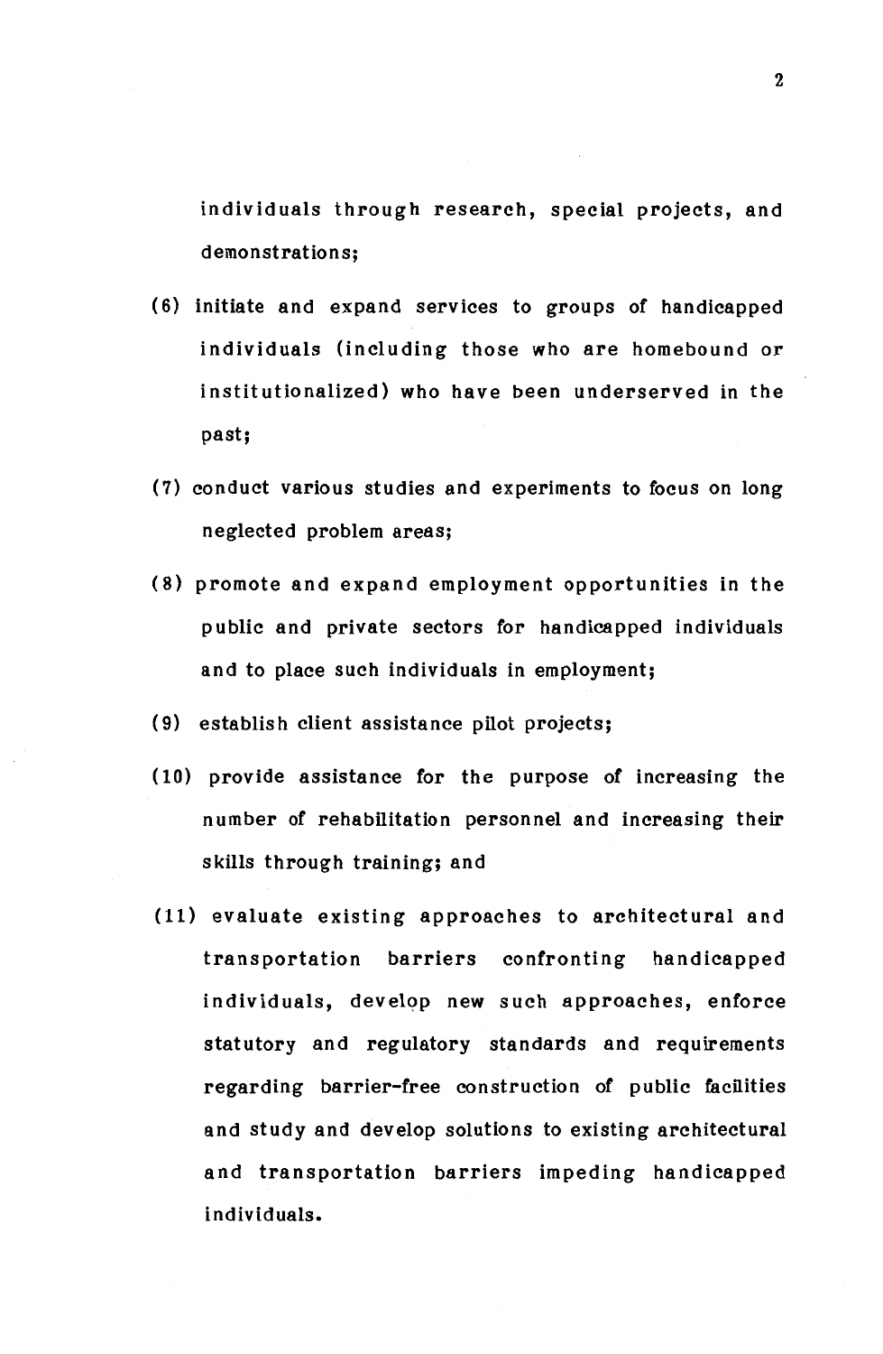individuals through research, special projects, and demonstrations;

(6) initiate and expand services to groups of handicapped individuals (including those who are homebound or institutionalized) who have been underserved in the past;

(7) conduct various studies and experiments to focus on long neglected problem areas;

(8) promote and expand employment opportunities in the public and private sectors for handicapped individuals and to place such individuals in employment;

(9) establish client assistance pilot projects;

(10) provide assistance for the purpose of increasing the number of rehabilitation personnel and increasing their skills through training; and

(11) evaluate existing approaches to architectural and transportation barriers confronting handicapped individuals, develop new such approaches, enforce statutory and regulatory standards and requirements regarding barrier-free construction of public facilities and study and develop solutions to existing architectural and transportation barriers impeding handicapped individuals.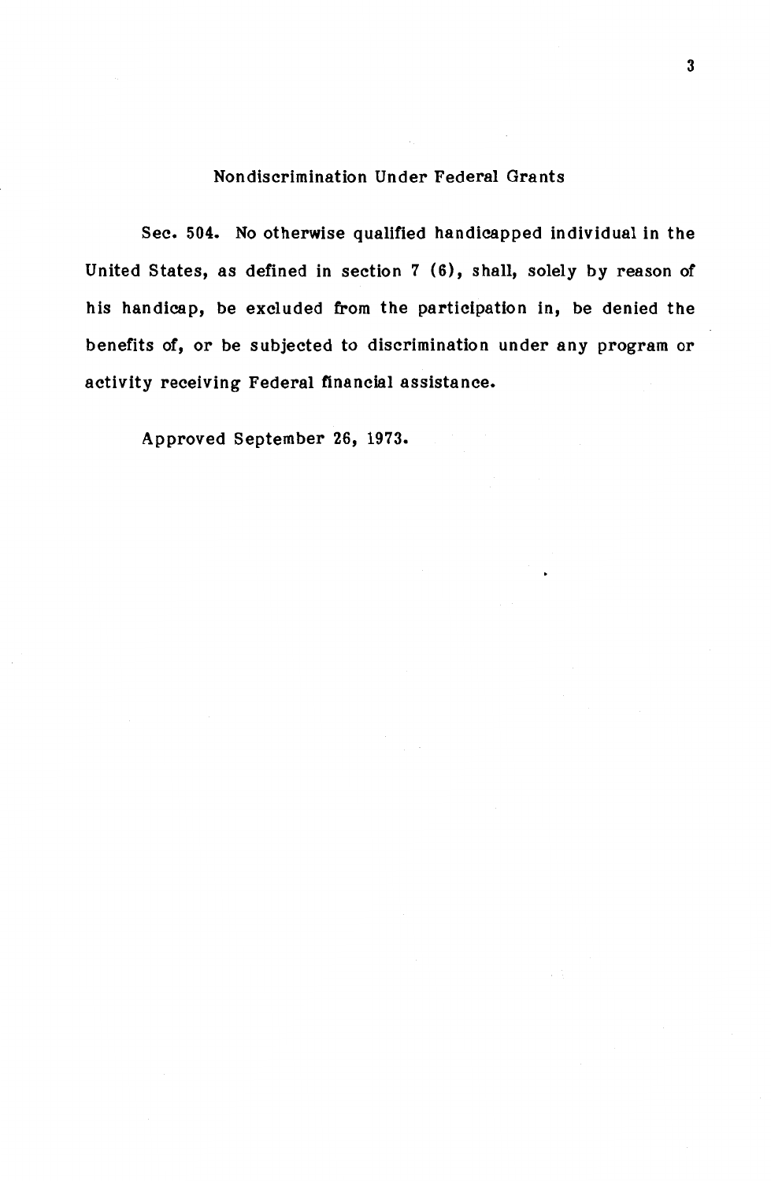## Nondiscrimination Under Federal Grants

Sec. 504. No otherwise qualified handicapped individual in the United States, as defined in section 7 (6), shall, solely by reason of his handicap, be excluded from the participation in, be denied the benefits of, or be subjected to discrimination under any program or activity receiving Federal financial assistance.

Approved September 26, 1973.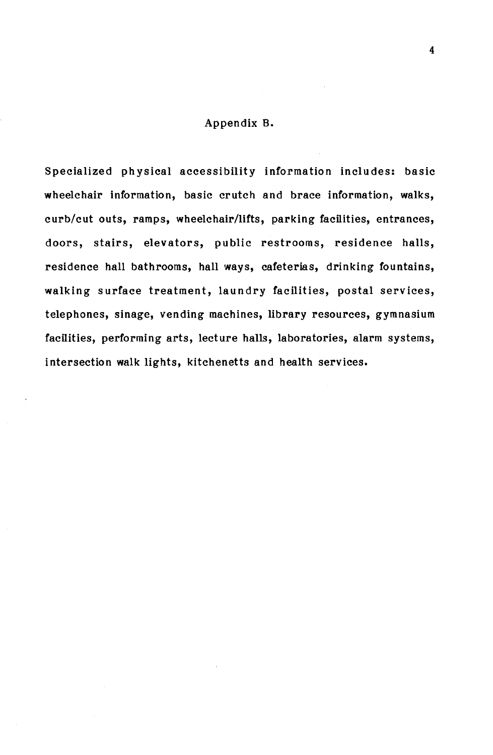## Appendix B.

Specialized physical accessibility information includes: basic wheelchair information, basic crutch and brace information, walks, curb/cut outs, ramps, wheelchair/lifts, parking facilities, entrances, doors, stairs, elevators, public restrooms, residence halls, residence hall bathrooms, hall ways, cafeterias, drinking fountains, walking surface treatment, laundry facilities, postal services, telephones, sinage, vending machines, library resources, gymnasium facilities, performing arts, lecture halls, laboratories, alarm systems, intersection walk lights, kitchenetts and health services.